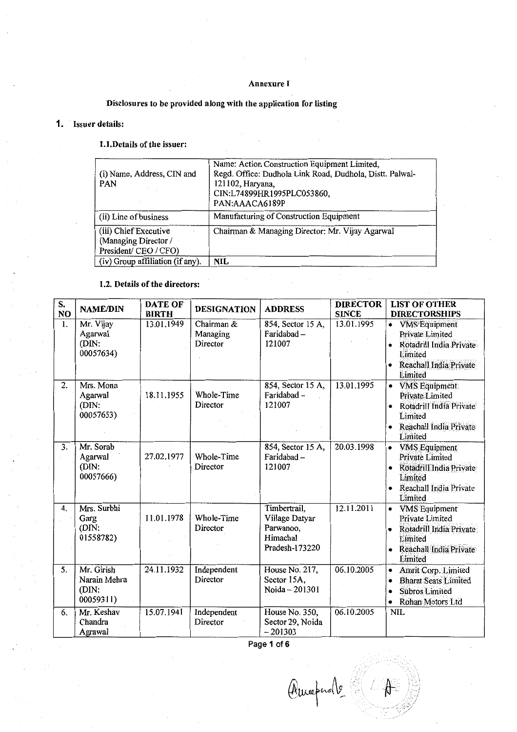**Annexure I**

**Disclosures to be provided along with the application for listing**

## 1. Issuer details:

### 1.1. Details of the issuer:

| | |
|---|---|
| (i) Name, Address, CIN and PAN | Name: Action Construction Equipment Limited, Regd. Office: Dudhola Link Road, Dudhola, Distt. Palwal-121102, Haryana, CIN:L74899HR1995PLC053860, PAN:AAACA6189P |
| (ii) Line of business | Manufacturing of Construction Equipment |
| (iii) Chief Executive (Managing Director / President/ CEO / CFO) | Chairman & Managing Director: Mr. Vijay Agarwal |
| (iv) Group affiliation (if any). | NIL |

### 1.2. Details of the directors:

| S. NO | NAME/DIN | DATE OF BIRTH | DESIGNATION | ADDRESS | DIRECTOR SINCE | LIST OF OTHER DIRECTORSHIPS |
|---|---|---|---|---|---|---|
| 1. | Mr. Vijay Agarwal (DIN: 00057634) | 13.01.1949 | Chairman & Managing Director | 854, Sector 15 A, Faridabad – 121007 | 13.01.1995 | • VMS Equipment Private Limited<br>• Rotadrill India Private Limited<br>• Reachall India Private Limited |
| 2. | Mrs. Mona Agarwal (DIN: 00057653) | 18.11.1955 | Whole-Time Director | 854, Sector 15 A, Faridabad – 121007 | 13.01.1995 | • VMS Equipment Private Limited<br>• Rotadrill India Private Limited<br>• Reachall India Private Limited |
| 3. | Mr. Sorab Agarwal (DIN: 00057666) | 27.02.1977 | Whole-Time Director | 854, Sector 15 A, Faridabad – 121007 | 20.03.1998 | • VMS Equipment Private Limited<br>• Rotadrill India Private Limited<br>• Reachall India Private Limited |
| 4. | Mrs. Surbhi Garg (DIN: 01558782) | 11.01.1978 | Whole-Time Director | Timbertrail, Village Datyar Parwanoo, Himachal Pradesh-173220 | 12.11.2011 | • VMS Equipment Private Limited<br>• Rotadrill India Private Limited<br>• Reachall India Private Limited |
| 5. | Mr. Girish Narain Mehra (DIN: 00059311) | 24.11.1932 | Independent Director | House No. 217, Sector 15A, Noida – 201301 | 06.10.2005 | • Amrit Corp. Limited<br>• Bharat Seats Limited<br>• Subros Limited<br>• Rohan Motors Ltd |
| 6. | Mr. Keshav Chandra Agrawal | 15.07.1941 | Independent Director | House No. 350, Sector 29, Noida – 201303 | 06.10.2005 | NIL |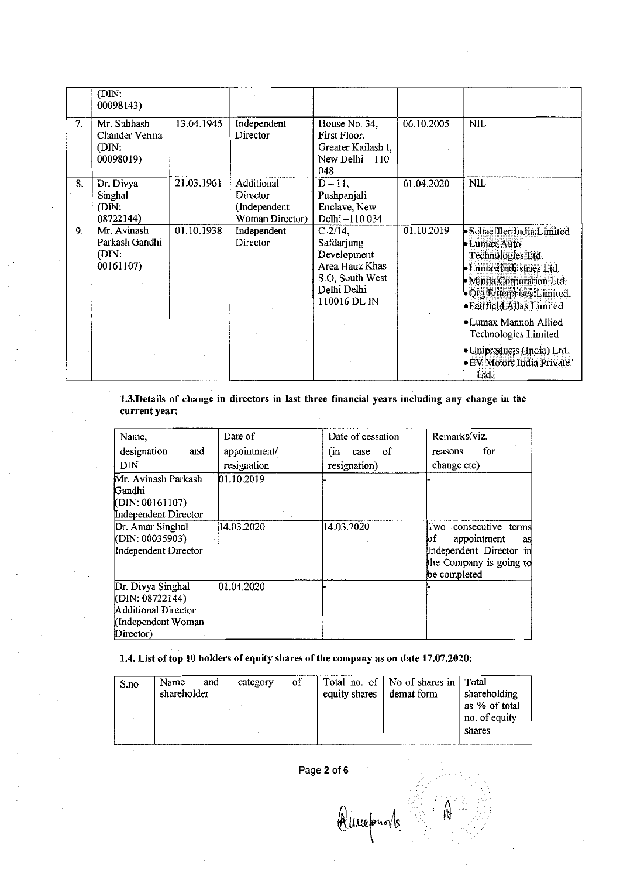| | | | | | | |
|---|---|---|---|---|---|---|
| | (DIN: 00098143) | | | | | |
| 7. | Mr. Subhash Chander Verma (DIN: 00098019) | 13.04.1945 | Independent Director | House No. 34, First Floor, Greater Kailash 1, New Delhi – 110 048 | 06.10.2005 | NIL |
| 8. | Dr. Divya Singhal (DIN: 08722144) | 21.03.1961 | Additional Director (Independent Woman Director) | D – 11, Pushpanjali Enclave, New Delhi –110 034 | 01.04.2020 | NIL |
| 9. | Mr. Avinash Parkash Gandhi (DIN: 00161107) | 01.10.1938 | Independent Director | C-2/14, Safdarjung Development Area Hauz Khas S.O, South West Delhi Delhi 110016 DL IN | 01.10.2019 | • Schaeffler India Limited<br>• Lumax Auto Technologies Ltd.<br>• Lumax Industries Ltd.<br>• Minda Corporation Ltd.<br>• Qrg Enterprises Limited.<br>• Fairfield Atlas Limited<br>• Lumax Mannoh Allied Technologies Limited<br>• Uniproducts (India) Ltd.<br>• EV Motors India Private Ltd. |

**1.3.Details of change in directors in last three financial years including any change in the current year:**

| Name, designation and DIN | Date of appointment/ resignation | Date of cessation (in case of resignation) | Remarks(viz. reasons for change etc) |
|---|---|---|---|
| Mr. Avinash Parkash Gandhi (DIN: 00161107) Independent Director | 01.10.2019 | - | - |
| Dr. Amar Singhal (DIN: 00035903) Independent Director | 14.03.2020 | 14.03.2020 | Two consecutive terms of appointment as Independent Director in the Company is going to be completed |
| Dr. Divya Singhal (DIN: 08722144) Additional Director (Independent Woman Director) | 01.04.2020 | - | - |

**1.4. List of top 10 holders of equity shares of the company as on date 17.07.2020:**

| S.no | Name and category of shareholder | Total no. of equity shares | No of shares in demat form | Total shareholding as % of total no. of equity shares |
|---|---|---|---|---|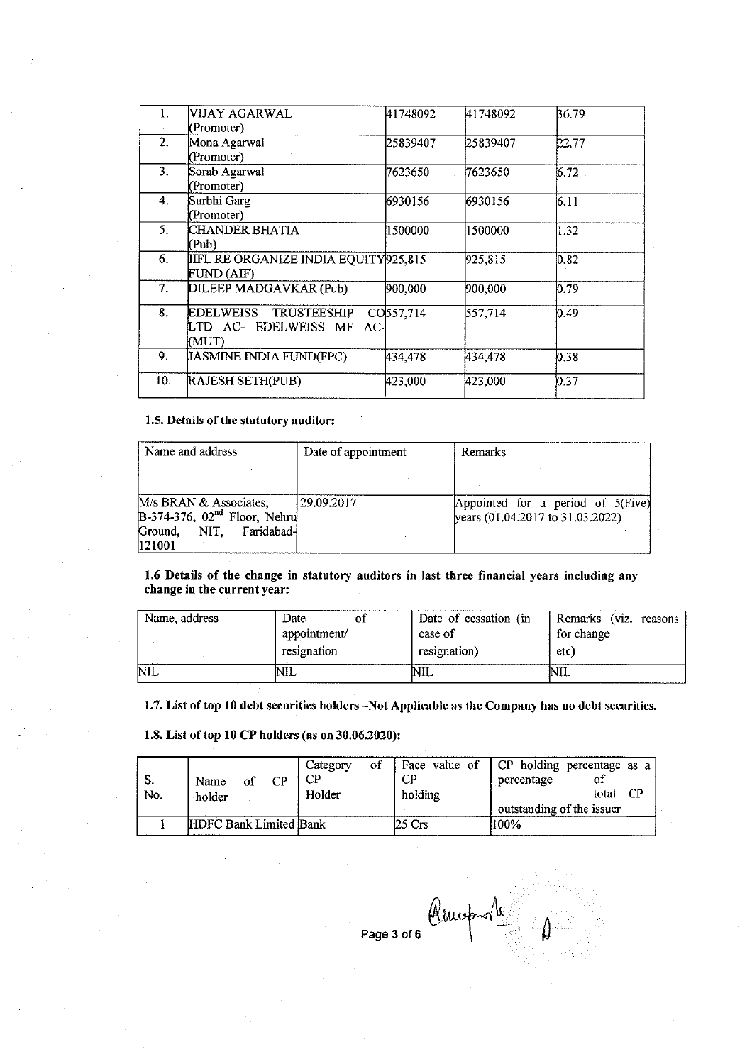| | | | | |
|---|---|---|---|---|
| 1. | VIJAY AGARWAL (Promoter) | 41748092 | 41748092 | 36.79 |
| 2. | Mona Agarwal (Promoter) | 25839407 | 25839407 | 22.77 |
| 3. | Sorab Agarwal (Promoter) | 7623650 | 7623650 | 6.72 |
| 4. | Surbhi Garg (Promoter) | 6930156 | 6930156 | 6.11 |
| 5. | CHANDER BHATIA (Pub) | 1500000 | 1500000 | 1.32 |
| 6. | IIFL RE ORGANIZE INDIA EQUITY FUND (AIF) | 925,815 | 925,815 | 0.82 |
| 7. | DILEEP MADGAVKAR (Pub) | 900,000 | 900,000 | 0.79 |
| 8. | EDELWEISS TRUSTEESHIP CO LTD AC- EDELWEISS MF AC-(MUT) | 557,714 | 557,714 | 0.49 |
| 9. | JASMINE INDIA FUND(FPC) | 434,478 | 434,478 | 0.38 |
| 10. | RAJESH SETH(PUB) | 423,000 | 423,000 | 0.37 |

**1.5. Details of the statutory auditor:**

| Name and address | Date of appointment | Remarks |
|---|---|---|
| M/s BRAN & Associates, B-374-376, 02nd Floor, Nehru Ground, NIT, Faridabad-121001 | 29.09.2017 | Appointed for a period of 5(Five) years (01.04.2017 to 31.03.2022) |

**1.6 Details of the change in statutory auditors in last three financial years including any change in the current year:**

| Name, address | Date of appointment/ resignation | Date of cessation (in case of resignation) | Remarks (viz. reasons for change etc) |
|---|---|---|---|
| NIL | NIL | NIL | NIL |

**1.7. List of top 10 debt securities holders –Not Applicable as the Company has no debt securities.**

**1.8. List of top 10 CP holders (as on 30.06.2020):**

| S. No. | Name of CP holder | Category of CP Holder | Face value of CP holding | CP holding percentage as a percentage of total CP outstanding of the issuer |
|---|---|---|---|---|
| 1 | HDFC Bank Limited | Bank | 25 Crs | 100% |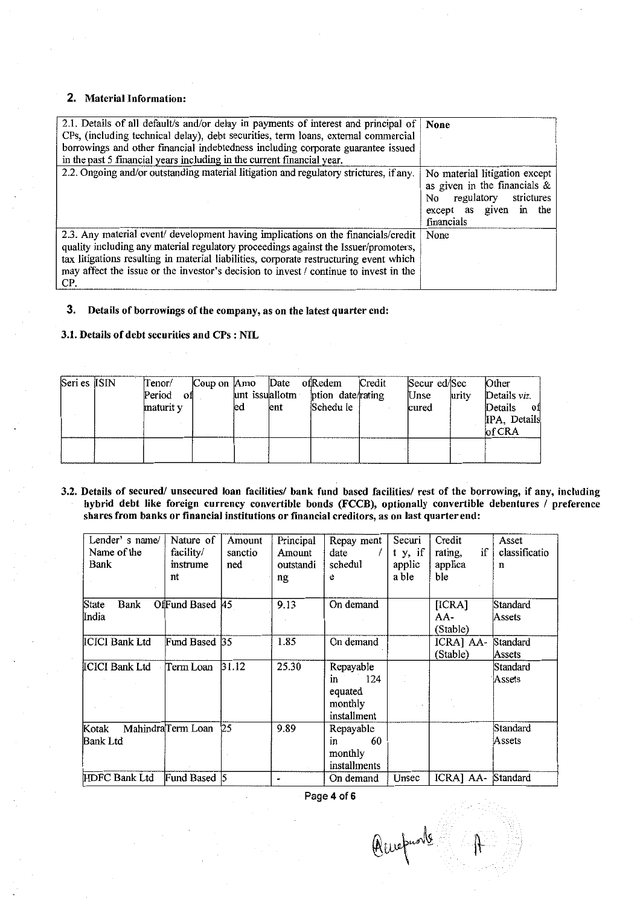## 2. Material Information:

| | |
|---|---|
| 2.1. Details of all default/s and/or delay in payments of interest and principal of CPs, (including technical delay), debt securities, term loans, external commercial borrowings and other financial indebtedness including corporate guarantee issued in the past 5 financial years including in the current financial year. | **None** |
| 2.2. Ongoing and/or outstanding material litigation and regulatory strictures, if any. | No material litigation except as given in the financials & No regulatory strictures except as given in the financials |
| 2.3. Any material event/ development having implications on the financials/credit quality including any material regulatory proceedings against the Issuer/promoters, tax litigations resulting in material liabilities, corporate restructuring event which may affect the issue or the investor's decision to invest / continue to invest in the CP. | None |

## 3. Details of borrowings of the company, as on the latest quarter end:

### 3.1. Details of debt securities and CPs : NIL

| Seri es | ISIN | Tenor/ Period of maturit y | Coup on | Amo unt issu ed | Date of allotm ent | Redem ption date/ Schedu le | Credit rating | Secur ed/ Unse cured | Sec urity | Other Details *viz.* Details of IPA, Details of CRA |
|---|---|---|---|---|---|---|---|---|---|---|
| | | | | | | | | | | |

### 3.2. Details of secured/ unsecured loan facilities/ bank fund based facilities/ rest of the borrowing, if any, including hybrid debt like foreign currency convertible bonds (FCCB), optionally convertible debentures / preference shares from banks or financial institutions or financial creditors, as on last quarter end:

| Lender' s name/ Name of the Bank | Nature of facility/ instrume nt | Amount sanctio ned | Principal Amount outstandi ng | Repay ment date / schedul e | Securi t y, if applic a ble | Credit rating, if applica ble | Asset classificatio n |
|---|---|---|---|---|---|---|---|
| State Bank Of India | Fund Based | 45 | 9.13 | On demand | | [ICRA] AA- (Stable) | Standard Assets |
| ICICI Bank Ltd | Fund Based | 35 | 1.85 | On demand | | ICRA] AA- (Stable) | Standard Assets |
| ICICI Bank Ltd | Term Loan | 31.12 | 25.30 | Repayable in 124 equated monthly installment | | | Standard Assets |
| Kotak Mahindra Bank Ltd | Term Loan | 25 | 9.89 | Repayable in 60 monthly installments | | | Standard Assets |
| HDFC Bank Ltd | Fund Based | 5 | - | On demand | Unsec | ICRA] AA- | Standard |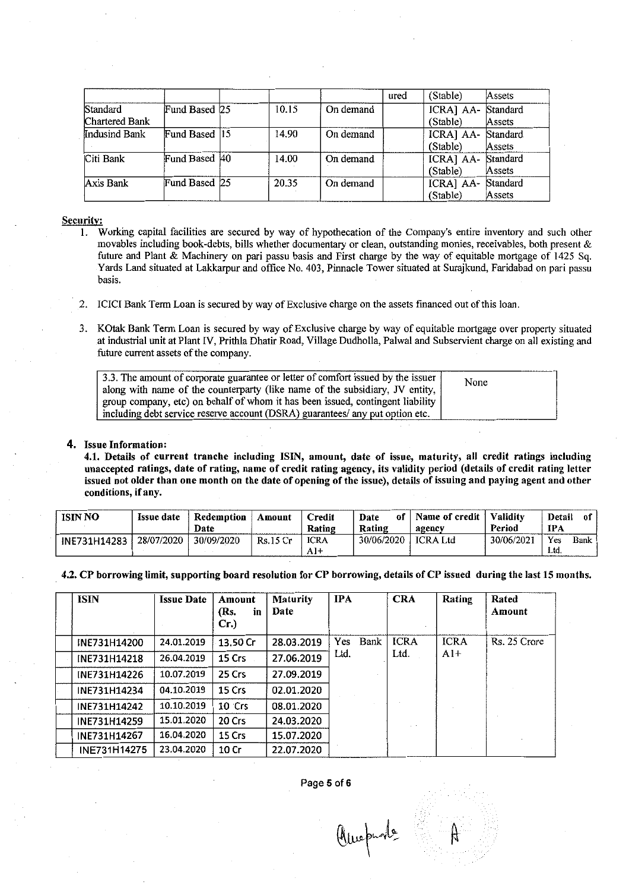| | | | | | | | |
|---|---|---|---|---|---|---|---|
| | | | | | ured | (Stable) | Assets |
| Standard Chartered Bank | Fund Based | 25 | 10.15 | On demand | | ICRA] AA- (Stable) | Standard Assets |
| Indusind Bank | Fund Based | 15 | 14.90 | On demand | | ICRA] AA- (Stable) | Standard Assets |
| Citi Bank | Fund Based | 40 | 14.00 | On demand | | ICRA] AA- (Stable) | Standard Assets |
| Axis Bank | Fund Based | 25 | 20.35 | On demand | | ICRA] AA- (Stable) | Standard Assets |

**Security:**

1. Working capital facilities are secured by way of hypothecation of the Company's entire inventory and such other movables including book-debts, bills whether documentary or clean, outstanding monies, receivables, both present & future and Plant & Machinery on pari passu basis and First charge by the way of equitable mortgage of 1425 Sq. Yards Land situated at Lakkarpur and office No. 403, Pinnacle Tower situated at Surajkund, Faridabad on pari passu basis.

2. ICICI Bank Term Loan is secured by way of Exclusive charge on the assets financed out of this loan.

3. KOtak Bank Term Loan is secured by way of Exclusive charge by way of equitable mortgage over property situated at industrial unit at Plant IV, Prithla Dhatir Road, Village Dudholla, Palwal and Subservient charge on all existing and future current assets of the company.

| | |
|---|---|
| 3.3. The amount of corporate guarantee or letter of comfort issued by the issuer along with name of the counterparty (like name of the subsidiary, JV entity, group company, etc) on behalf of whom it has been issued, contingent liability including debt service reserve account (DSRA) guarantees/ any put option etc. | None |

## 4. Issue Information:

**4.1. Details of current tranche including ISIN, amount, date of issue, maturity, all credit ratings including unaccepted ratings, date of rating, name of credit rating agency, its validity period (details of credit rating letter issued not older than one month on the date of opening of the issue), details of issuing and paying agent and other conditions, if any.**

| ISIN NO | Issue date | Redemption Date | Amount | Credit Rating | Date of Rating | Name of credit agency | Validity Period | Detail of IPA |
|---|---|---|---|---|---|---|---|---|
| INE731H14283 | 28/07/2020 | 30/09/2020 | Rs.15 Cr | ICRA A1+ | 30/06/2020 | ICRA Ltd | 30/06/2021 | Yes Bank Ltd. |

**4.2. CP borrowing limit, supporting board resolution for CP borrowing, details of CP issued during the last 15 months.**

| ISIN | Issue Date | Amount (Rs. in Cr.) | Maturity Date | IPA | CRA | Rating | Rated Amount |
|---|---|---|---|---|---|---|---|
| INE731H14200 | 24.01.2019 | 13.50 Cr | 28.03.2019 | Yes Bank Ltd. | ICRA Ltd. | ICRA A1+ | Rs. 25 Crore |
| INE731H14218 | 26.04.2019 | 15 Crs | 27.06.2019 | | | | |
| INE731H14226 | 10.07.2019 | 25 Crs | 27.09.2019 | | | | |
| INE731H14234 | 04.10.2019 | 15 Crs | 02.01.2020 | | | | |
| INE731H14242 | 10.10.2019 | 10 Crs | 08.01.2020 | | | | |
| INE731H14259 | 15.01.2020 | 20 Crs | 24.03.2020 | | | | |
| INE731H14267 | 16.04.2020 | 15 Crs | 15.07.2020 | | | | |
| INE731H14275 | 23.04.2020 | 10 Cr | 22.07.2020 | | | | |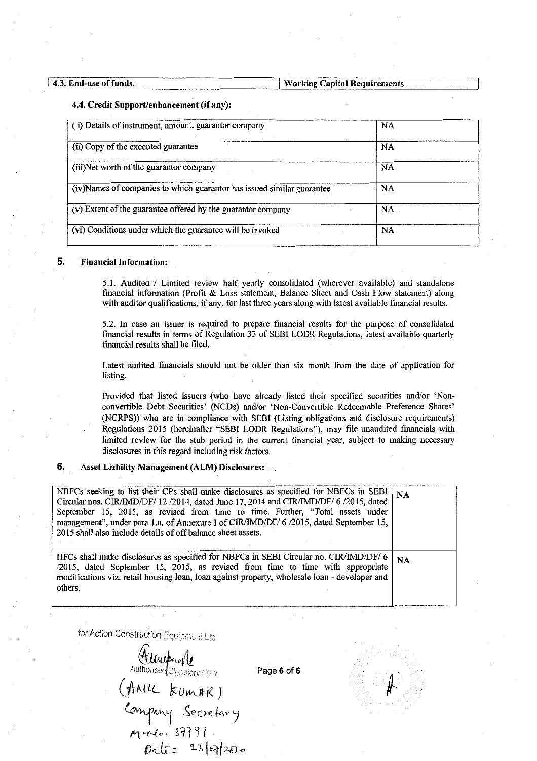| | |
|---|---|
| **4.3. End-use of funds.** | **Working Capital Requirements** |

#### 4.4. Credit Support/enhancement (if any):

| | |
|---|---|
| ( i) Details of instrument, amount, guarantor company | NA |
| (ii) Copy of the executed guarantee | NA |
| (iii)Net worth of the guarantor company | NA |
| (iv)Names of companies to which guarantor has issued similar guarantee | NA |
| (v) Extent of the guarantee offered by the guarantor company | NA |
| (vi) Conditions under which the guarantee will be invoked | NA |

## 5. Financial Information:

5.1. Audited / Limited review half yearly consolidated (wherever available) and standalone financial information (Profit & Loss statement, Balance Sheet and Cash Flow statement) along with auditor qualifications, if any, for last three years along with latest available financial results.

5.2. In case an issuer is required to prepare financial results for the purpose of consolidated financial results in terms of Regulation 33 of SEBI LODR Regulations, latest available quarterly financial results shall be filed.

Latest audited financials should not be older than six month from the date of application for listing.

Provided that listed issuers (who have already listed their specified securities and/or 'Non-convertible Debt Securities' (NCDs) and/or 'Non-Convertible Redeemable Preference Shares' (NCRPS)) who are in compliance with SEBI (Listing obligations and disclosure requirements) Regulations 2015 (hereinafter "SEBI LODR Regulations"), may file unaudited financials with limited review for the stub period in the current financial year, subject to making necessary disclosures in this regard including risk factors.

## 6. Asset Liability Management (ALM) Disclosures:

| | |
|---|---|
| NBFCs seeking to list their CPs shall make disclosures as specified for NBFCs in SEBI Circular nos. CIR/IMD/DF/ 12 /2014, dated June 17, 2014 and CIR/IMD/DF/ 6 /2015, dated September 15, 2015, as revised from time to time. Further, "Total assets under management", under para 1.a. of Annexure I of CIR/IMD/DF/ 6 /2015, dated September 15, 2015 shall also include details of off balance sheet assets. | NA |
| HFCs shall make disclosures as specified for NBFCs in SEBI Circular no. CIR/IMD/DF/ 6 /2015, dated September 15, 2015, as revised from time to time with appropriate modifications viz. retail housing loan, loan against property, wholesale loan - developer and others. | NA |

for Action Construction Equipment Ltd.

Authorised Signatory

(ANIL KUMAR)
Company Secretary
M.No. 37791
Date: 23/07/2020